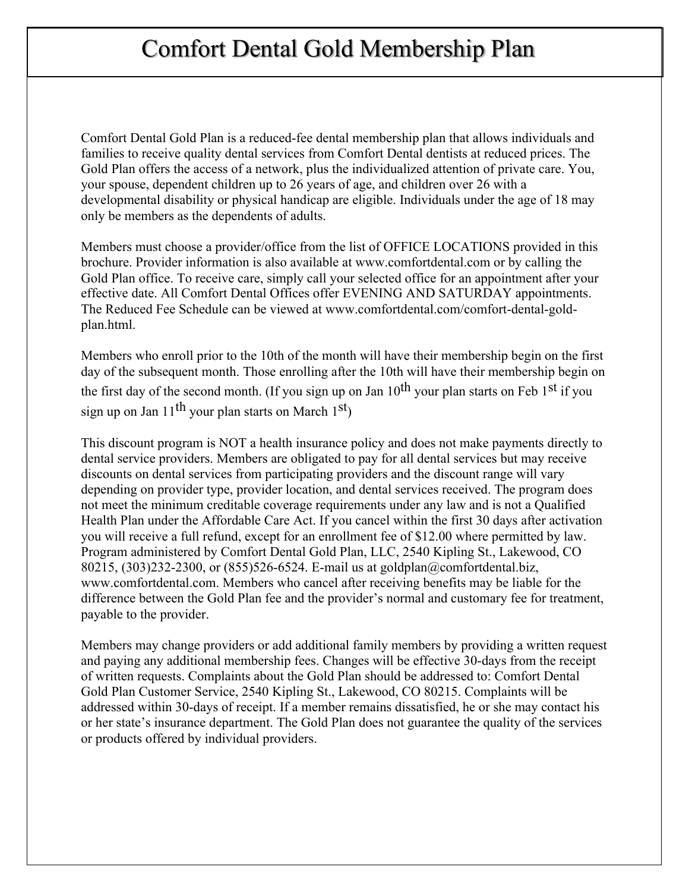# Comfort Dental Gold Membership Plan

Comfort Dental Gold Plan is a reduced-fee dental membership plan that allows individuals and families to receive quality dental services from Comfort Dental dentists at reduced prices. The Gold Plan offers the access of a network, plus the individualized attention of private care. You, your spouse, dependent children up to 26 years of age, and children over 26 with a developmental disability or physical handicap are eligible. Individuals under the age of 18 may only be members as the dependents of adults.

Members must choose a provider/office from the list of OFFICE LOCATIONS provided in this brochure. Provider information is also available at www.comfortdental.com or by calling the Gold Plan office. To receive care, simply call your selected office for an appointment after your effective date. All Comfort Dental Offices offer EVENING AND SATURDAY appointments. The Reduced Fee Schedule can be viewed at www.comfortdental.com/comfort-dental-gold-plan.html.

Members who enroll prior to the 10th of the month will have their membership begin on the first day of the subsequent month. Those enrolling after the 10th will have their membership begin on the first day of the second month. (If you sign up on Jan 10th your plan starts on Feb 1st if you sign up on Jan 11th your plan starts on March 1st)

This discount program is NOT a health insurance policy and does not make payments directly to dental service providers. Members are obligated to pay for all dental services but may receive discounts on dental services from participating providers and the discount range will vary depending on provider type, provider location, and dental services received. The program does not meet the minimum creditable coverage requirements under any law and is not a Qualified Health Plan under the Affordable Care Act. If you cancel within the first 30 days after activation you will receive a full refund, except for an enrollment fee of $12.00 where permitted by law. Program administered by Comfort Dental Gold Plan, LLC, 2540 Kipling St., Lakewood, CO 80215, (303)232-2300, or (855)526-6524. E-mail us at goldplan@comfortdental.biz, www.comfortdental.com. Members who cancel after receiving benefits may be liable for the difference between the Gold Plan fee and the provider's normal and customary fee for treatment, payable to the provider.

Members may change providers or add additional family members by providing a written request and paying any additional membership fees. Changes will be effective 30-days from the receipt of written requests. Complaints about the Gold Plan should be addressed to: Comfort Dental Gold Plan Customer Service, 2540 Kipling St., Lakewood, CO 80215. Complaints will be addressed within 30-days of receipt. If a member remains dissatisfied, he or she may contact his or her state's insurance department. The Gold Plan does not guarantee the quality of the services or products offered by individual providers.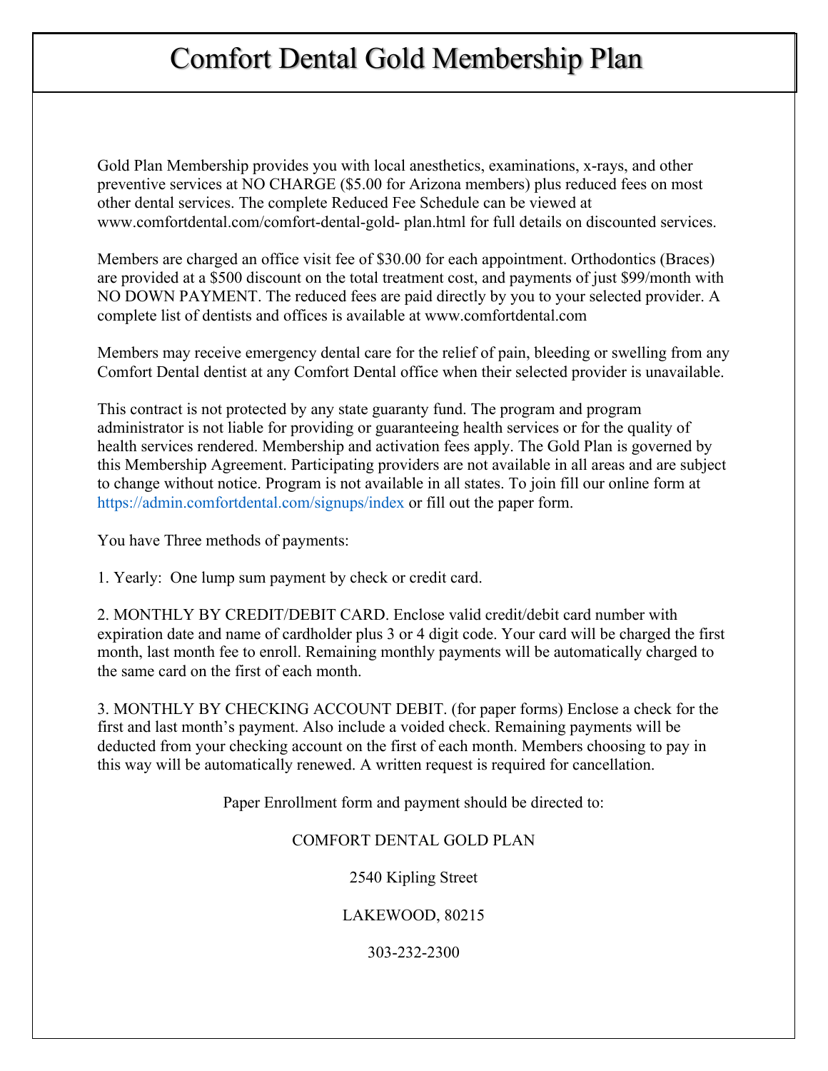# Comfort Dental Gold Membership Plan

Gold Plan Membership provides you with local anesthetics, examinations, x-rays, and other preventive services at NO CHARGE ($5.00 for Arizona members) plus reduced fees on most other dental services. The complete Reduced Fee Schedule can be viewed at www.comfortdental.com/comfort-dental-gold- plan.html for full details on discounted services.

Members are charged an office visit fee of $30.00 for each appointment. Orthodontics (Braces) are provided at a $500 discount on the total treatment cost, and payments of just $99/month with NO DOWN PAYMENT. The reduced fees are paid directly by you to your selected provider. A complete list of dentists and offices is available at www.comfortdental.com

Members may receive emergency dental care for the relief of pain, bleeding or swelling from any Comfort Dental dentist at any Comfort Dental office when their selected provider is unavailable.

This contract is not protected by any state guaranty fund. The program and program administrator is not liable for providing or guaranteeing health services or for the quality of health services rendered. Membership and activation fees apply. The Gold Plan is governed by this Membership Agreement. Participating providers are not available in all areas and are subject to change without notice. Program is not available in all states. To join fill our online form at https://admin.comfortdental.com/signups/index or fill out the paper form.

You have Three methods of payments:

1. Yearly: One lump sum payment by check or credit card.

2. MONTHLY BY CREDIT/DEBIT CARD. Enclose valid credit/debit card number with expiration date and name of cardholder plus 3 or 4 digit code. Your card will be charged the first month, last month fee to enroll. Remaining monthly payments will be automatically charged to the same card on the first of each month.

3. MONTHLY BY CHECKING ACCOUNT DEBIT. (for paper forms) Enclose a check for the first and last month's payment. Also include a voided check. Remaining payments will be deducted from your checking account on the first of each month. Members choosing to pay in this way will be automatically renewed. A written request is required for cancellation.

Paper Enrollment form and payment should be directed to:

COMFORT DENTAL GOLD PLAN

2540 Kipling Street

LAKEWOOD, 80215

303-232-2300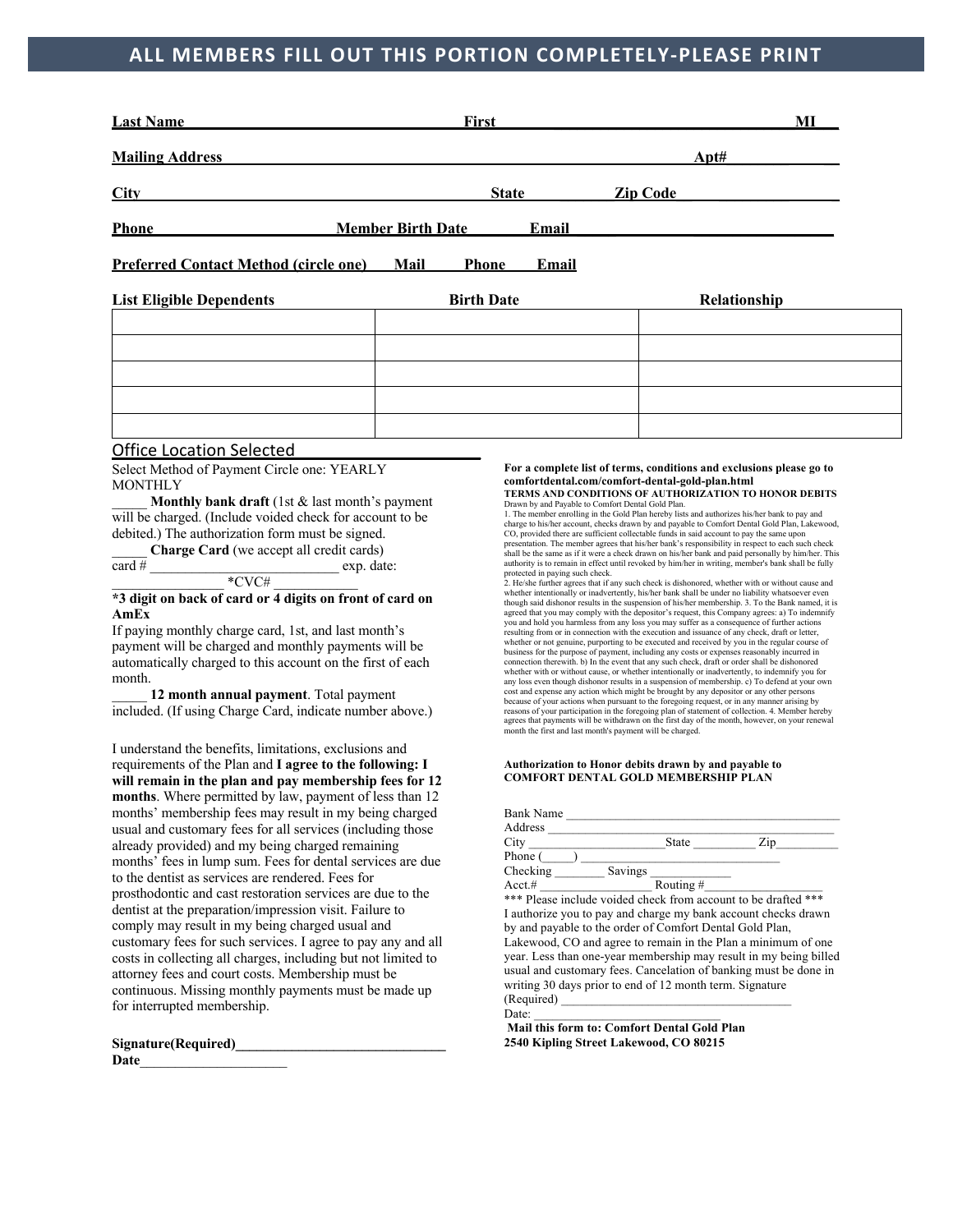## ALL MEMBERS FILL OUT THIS PORTION COMPLETELY-PLEASE PRINT

**Last Name**\_\_\_\_\_\_\_\_\_\_\_\_\_\_\_\_\_\_\_\_\_\_\_\_\_\_\_\_\_\_\_\_ **First**\_\_\_\_\_\_\_\_\_\_\_\_\_\_\_\_\_\_\_\_\_\_\_\_\_\_\_\_\_\_\_\_\_\_ **MI**\_\_\_

**Mailing Address**\_\_\_\_\_\_\_\_\_\_\_\_\_\_\_\_\_\_\_\_\_\_\_\_\_\_\_\_\_\_\_\_\_\_\_\_\_\_\_\_\_\_\_\_\_\_\_\_\_\_\_\_ **Apt#**\_\_\_\_\_\_\_\_\_\_\_\_

**City**\_\_\_\_\_\_\_\_\_\_\_\_\_\_\_\_\_\_\_\_\_\_\_\_\_\_\_\_\_\_\_\_\_\_\_\_\_\_\_\_ **State**\_\_\_\_\_\_\_\_\_ **Zip Code**\_\_\_\_\_\_\_\_\_\_\_\_\_\_\_\_\_\_

**Phone**\_\_\_\_\_\_\_\_\_\_\_\_\_\_\_\_\_\_\_\_\_ **Member Birth Date**\_\_\_\_\_\_\_ **Email**\_\_\_\_\_\_\_\_\_\_\_\_\_\_\_\_\_\_\_\_\_\_\_\_\_\_\_\_\_\_

**Preferred Contact Method (circle one)** **Mail** **Phone** **Email**

| List Eligible Dependents | Birth Date | Relationship |
| --- | --- | --- |
| | | |
| | | |
| | | |
| | | |
| | | |

Office Location Selected\_\_\_\_\_\_\_\_\_\_\_\_\_\_\_\_\_\_\_\_\_\_

Select Method of Payment Circle one: YEARLY MONTHLY

\_\_\_\_\_ **Monthly bank draft** (1st & last month's payment will be charged. (Include voided check for account to be debited.) The authorization form must be signed.

\_\_\_\_\_ **Charge Card** (we accept all credit cards)

card # \_\_\_\_\_\_\_\_\_\_\_\_\_\_\_\_\_\_\_\_\_\_\_\_\_\_ exp. date: \_\_\_\_\_\_\_\_\_\_\_\_\_\_\_\_ *CVC# \_\_\_\_\_\_\_\_\_\_\_\_

**\*3 digit on back of card or 4 digits on front of card on AmEx**

If paying monthly charge card, 1st, and last month's payment will be charged and monthly payments will be automatically charged to this account on the first of each month.

\_\_\_\_\_ **12 month annual payment**. Total payment included. (If using Charge Card, indicate number above.)

I understand the benefits, limitations, exclusions and requirements of the Plan and **I agree to the following: I will remain in the plan and pay membership fees for 12 months**. Where permitted by law, payment of less than 12 months' membership fees may result in my being charged usual and customary fees for all services (including those already provided) and my being charged remaining months' fees in lump sum. Fees for dental services are due to the dentist as services are rendered. Fees for prosthodontic and cast restoration services are due to the dentist at the preparation/impression visit. Failure to comply may result in my being charged usual and customary fees for such services. I agree to pay any and all costs in collecting all charges, including but not limited to attorney fees and court costs. Membership must be continuous. Missing monthly payments must be made up for interrupted membership.

**Signature(Required)**\_\_\_\_\_\_\_\_\_\_\_\_\_\_\_\_\_\_\_\_\_\_\_\_\_\_\_\_\_\_

**Date**\_\_\_\_\_\_\_\_\_\_\_\_\_\_\_\_\_\_\_\_

**For a complete list of terms, conditions and exclusions please go to comfortdental.com/comfort-dental-gold-plan.html**

**TERMS AND CONDITIONS OF AUTHORIZATION TO HONOR DEBITS**

Drawn by and Payable to Comfort Dental Gold Plan.

1. The member enrolling in the Gold Plan hereby lists and authorizes his/her bank to pay and charge to his/her account, checks drawn by and payable to Comfort Dental Gold Plan, Lakewood, CO, provided there are sufficient collectable funds in said account to pay the same upon presentation. The member agrees that his/her bank's responsibility in respect to each such check shall be the same as if it were a check drawn on his/her bank and paid personally by him/her. This authority is to remain in effect until revoked by him/her in writing, member's bank shall be fully protected in paying such check.
2. He/she further agrees that if any such check is dishonored, whether with or without cause and whether intentionally or inadvertently, his/her bank shall be under no liability whatsoever even though said dishonor results in the suspension of his/her membership. 3. To the Bank named, it is agreed that you may comply with the depositor's request, this Company agrees: a) To indemnify you and hold you harmless from any loss you may suffer as a consequence of further actions resulting from or in connection with the execution and issuance of any check, draft or letter, whether or not genuine, purporting to be executed and received by you in the regular course of business for the purpose of payment, including any costs or expenses reasonably incurred in connection therewith. b) In the event that any such check, draft or order shall be dishonored whether with or without cause, or whether intentionally or inadvertently, to indemnify you for any loss even though dishonor results in a suspension of membership. c) To defend at your own cost and expense any action which might be brought by any depositor or any other persons because of your actions when pursuant to the foregoing request, or in any manner arising by reasons of your participation in the foregoing plan of statement of collection. 4. Member hereby agrees that payments will be withdrawn on the first day of the month, however, on your renewal month the first and last month's payment will be charged.

**Authorization to Honor debits drawn by and payable to COMFORT DENTAL GOLD MEMBERSHIP PLAN**

Bank Name \_\_\_\_\_\_\_\_\_\_\_\_\_\_\_\_\_\_\_\_\_\_\_\_\_\_\_\_\_\_\_\_\_\_\_\_\_\_\_\_\_\_

Address \_\_\_\_\_\_\_\_\_\_\_\_\_\_\_\_\_\_\_\_\_\_\_\_\_\_\_\_\_\_\_\_\_\_\_\_\_\_\_\_\_\_\_

City \_\_\_\_\_\_\_\_\_\_\_\_\_\_\_\_\_\_\_\_\_State \_\_\_\_\_\_\_\_\_\_ Zip\_\_\_\_\_\_\_\_\_\_

Phone (\_\_\_\_\_) \_\_\_\_\_\_\_\_\_\_\_\_\_\_\_\_\_\_\_\_\_\_\_\_\_\_\_\_\_\_\_\_

Checking \_\_\_\_\_\_\_\_ Savings \_\_\_\_\_\_\_\_\_\_\_\_\_

Acct.# \_\_\_\_\_\_\_\_\_\_\_\_\_\_\_\_\_\_\_ Routing #\_\_\_\_\_\_\_\_\_\_\_\_\_\_\_\_\_\_

\*\*\* Please include voided check from account to be drafted \*\*\*

I authorize you to pay and charge my bank account checks drawn by and payable to the order of Comfort Dental Gold Plan, Lakewood, CO and agree to remain in the Plan a minimum of one year. Less than one-year membership may result in my being billed usual and customary fees. Cancelation of banking must be done in writing 30 days prior to end of 12 month term. Signature (Required) \_\_\_\_\_\_\_\_\_\_\_\_\_\_\_\_\_\_\_\_\_\_\_\_\_\_\_\_\_\_\_\_\_\_\_\_

Date: \_\_\_\_\_\_\_\_\_\_\_\_\_\_\_\_\_\_\_\_\_\_\_\_\_\_\_\_\_

**Mail this form to: Comfort Dental Gold Plan**
**2540 Kipling Street Lakewood, CO 80215**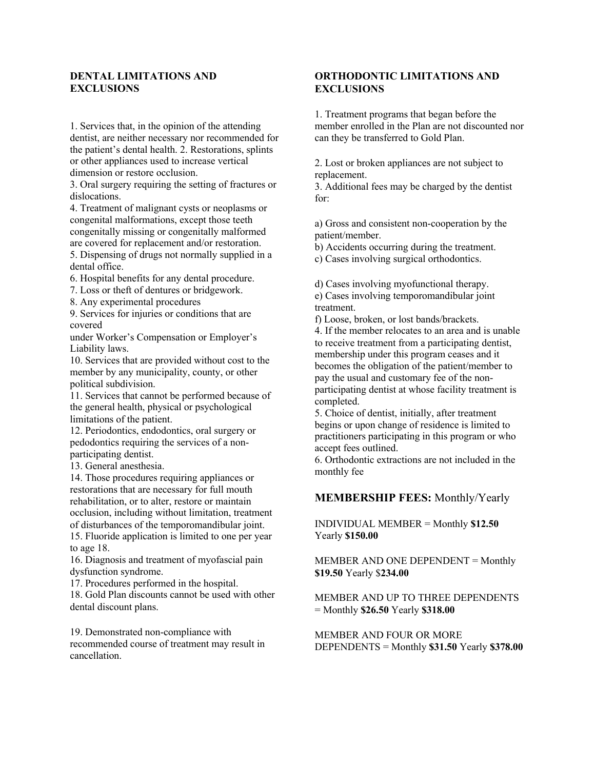## DENTAL LIMITATIONS AND EXCLUSIONS

1. Services that, in the opinion of the attending dentist, are neither necessary nor recommended for the patient's dental health.
2. Restorations, splints or other appliances used to increase vertical dimension or restore occlusion.
3. Oral surgery requiring the setting of fractures or dislocations.
4. Treatment of malignant cysts or neoplasms or congenital malformations, except those teeth congenitally missing or congenitally malformed are covered for replacement and/or restoration.
5. Dispensing of drugs not normally supplied in a dental office.
6. Hospital benefits for any dental procedure.
7. Loss or theft of dentures or bridgework.
8. Any experimental procedures
9. Services for injuries or conditions that are covered under Worker's Compensation or Employer's Liability laws.
10. Services that are provided without cost to the member by any municipality, county, or other political subdivision.
11. Services that cannot be performed because of the general health, physical or psychological limitations of the patient.
12. Periodontics, endodontics, oral surgery or pedodontics requiring the services of a non-participating dentist.
13. General anesthesia.
14. Those procedures requiring appliances or restorations that are necessary for full mouth rehabilitation, or to alter, restore or maintain occlusion, including without limitation, treatment of disturbances of the temporomandibular joint.
15. Fluoride application is limited to one per year to age 18.
16. Diagnosis and treatment of myofascial pain dysfunction syndrome.
17. Procedures performed in the hospital.
18. Gold Plan discounts cannot be used with other dental discount plans.
19. Demonstrated non-compliance with recommended course of treatment may result in cancellation.

## ORTHODONTIC LIMITATIONS AND EXCLUSIONS

1. Treatment programs that began before the member enrolled in the Plan are not discounted nor can they be transferred to Gold Plan.
2. Lost or broken appliances are not subject to replacement.
3. Additional fees may be charged by the dentist for:

   a) Gross and consistent non-cooperation by the patient/member.
   b) Accidents occurring during the treatment.
   c) Cases involving surgical orthodontics.
   d) Cases involving myofunctional therapy.
   e) Cases involving temporomandibular joint treatment.
   f) Loose, broken, or lost bands/brackets.

4. If the member relocates to an area and is unable to receive treatment from a participating dentist, membership under this program ceases and it becomes the obligation of the patient/member to pay the usual and customary fee of the non-participating dentist at whose facility treatment is completed.
5. Choice of dentist, initially, after treatment begins or upon change of residence is limited to practitioners participating in this program or who accept fees outlined.
6. Orthodontic extractions are not included in the monthly fee

## MEMBERSHIP FEES: Monthly/Yearly

INDIVIDUAL MEMBER = Monthly **$12.50** Yearly **$150.00**

MEMBER AND ONE DEPENDENT = Monthly **$19.50** Yearly $**234.00**

MEMBER AND UP TO THREE DEPENDENTS = Monthly **$26.50** Yearly **$318.00**

MEMBER AND FOUR OR MORE DEPENDENTS = Monthly **$31.50** Yearly **$378.00**